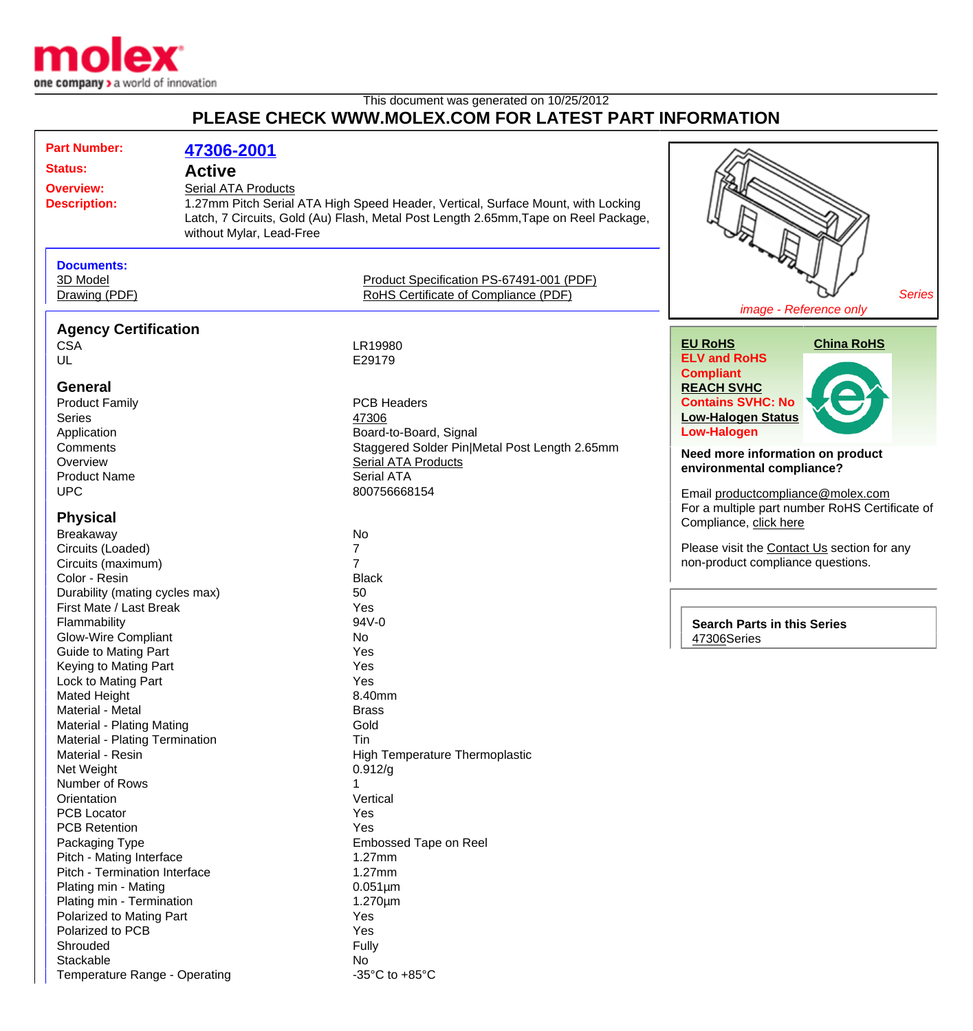molex
one company > a world of innovation

This document was generated on 10/25/2012

# PLEASE CHECK WWW.MOLEX.COM FOR LATEST PART INFORMATION

**Part Number:** 47306-2001

**Status:** Active

**Overview:** Serial ATA Products

**Description:** 1.27mm Pitch Serial ATA High Speed Header, Vertical, Surface Mount, with Locking Latch, 7 Circuits, Gold (Au) Flash, Metal Post Length 2.65mm,Tape on Reel Package, without Mylar, Lead-Free

*Series image - Reference only*

**Documents:**

| | |
|---|---|
| 3D Model | Product Specification PS-67491-001 (PDF) |
| Drawing (PDF) | RoHS Certificate of Compliance (PDF) |

## Agency Certification

| | |
|---|---|
| CSA | LR19980 |
| UL | E29179 |

## General

| | |
|---|---|
| Product Family | PCB Headers |
| Series | 47306 |
| Application | Board-to-Board, Signal |
| Comments | Staggered Solder Pin\|Metal Post Length 2.65mm |
| Overview | Serial ATA Products |
| Product Name | Serial ATA |
| UPC | 800756668154 |

## Physical

| | |
|---|---|
| Breakaway | No |
| Circuits (Loaded) | 7 |
| Circuits (maximum) | 7 |
| Color - Resin | Black |
| Durability (mating cycles max) | 50 |
| First Mate / Last Break | Yes |
| Flammability | 94V-0 |
| Glow-Wire Compliant | No |
| Guide to Mating Part | Yes |
| Keying to Mating Part | Yes |
| Lock to Mating Part | Yes |
| Mated Height | 8.40mm |
| Material - Metal | Brass |
| Material - Plating Mating | Gold |
| Material - Plating Termination | Tin |
| Material - Resin | High Temperature Thermoplastic |
| Net Weight | 0.912/g |
| Number of Rows | 1 |
| Orientation | Vertical |
| PCB Locator | Yes |
| PCB Retention | Yes |
| Packaging Type | Embossed Tape on Reel |
| Pitch - Mating Interface | 1.27mm |
| Pitch - Termination Interface | 1.27mm |
| Plating min - Mating | 0.051µm |
| Plating min - Termination | 1.270µm |
| Polarized to Mating Part | Yes |
| Polarized to PCB | Yes |
| Shrouded | Fully |
| Stackable | No |
| Temperature Range - Operating | -35°C to +85°C |

**EU RoHS**
**ELV and RoHS Compliant**

**China RoHS**

**REACH SVHC**
**Contains SVHC: No**

**Low-Halogen Status**
**Low-Halogen**

**Need more information on product environmental compliance?**

Email productcompliance@molex.com

For a multiple part number RoHS Certificate of Compliance, click here

Please visit the Contact Us section for any non-product compliance questions.

**Search Parts in this Series**
47306Series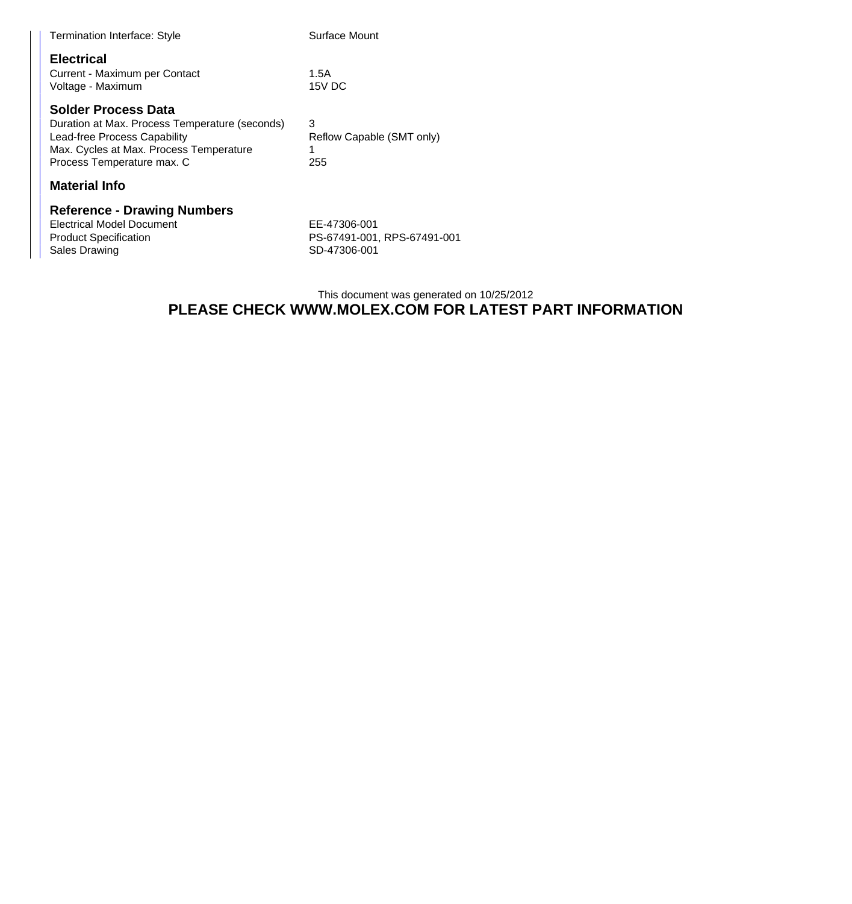| | |
|---|---|
| Termination Interface: Style | Surface Mount |

### Electrical

| | |
|---|---|
| Current - Maximum per Contact | 1.5A |
| Voltage - Maximum | 15V DC |

### Solder Process Data

| | |
|---|---|
| Duration at Max. Process Temperature (seconds) | 3 |
| Lead-free Process Capability | Reflow Capable (SMT only) |
| Max. Cycles at Max. Process Temperature | 1 |
| Process Temperature max. C | 255 |

### Material Info

### Reference - Drawing Numbers

| | |
|---|---|
| Electrical Model Document | EE-47306-001 |
| Product Specification | PS-67491-001, RPS-67491-001 |
| Sales Drawing | SD-47306-001 |

This document was generated on 10/25/2012

**PLEASE CHECK WWW.MOLEX.COM FOR LATEST PART INFORMATION**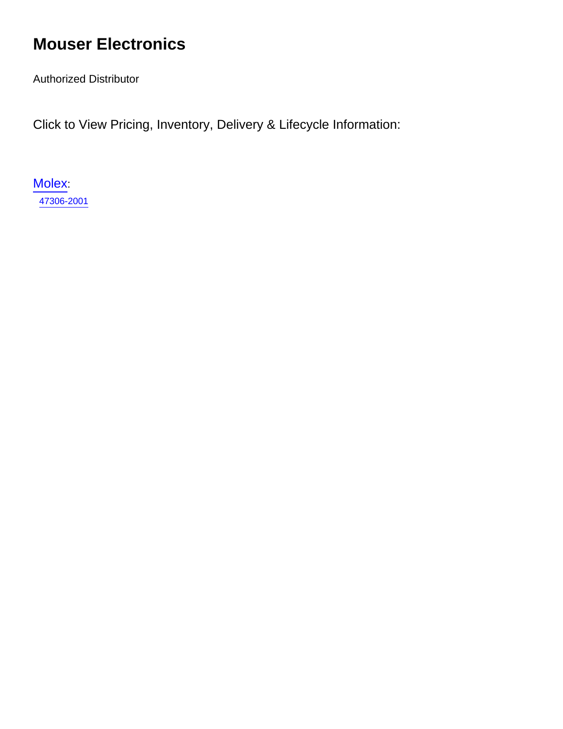# Mouser Electronics

Authorized Distributor

Click to View Pricing, Inventory, Delivery & Lifecycle Information:

Molex:

47306-2001